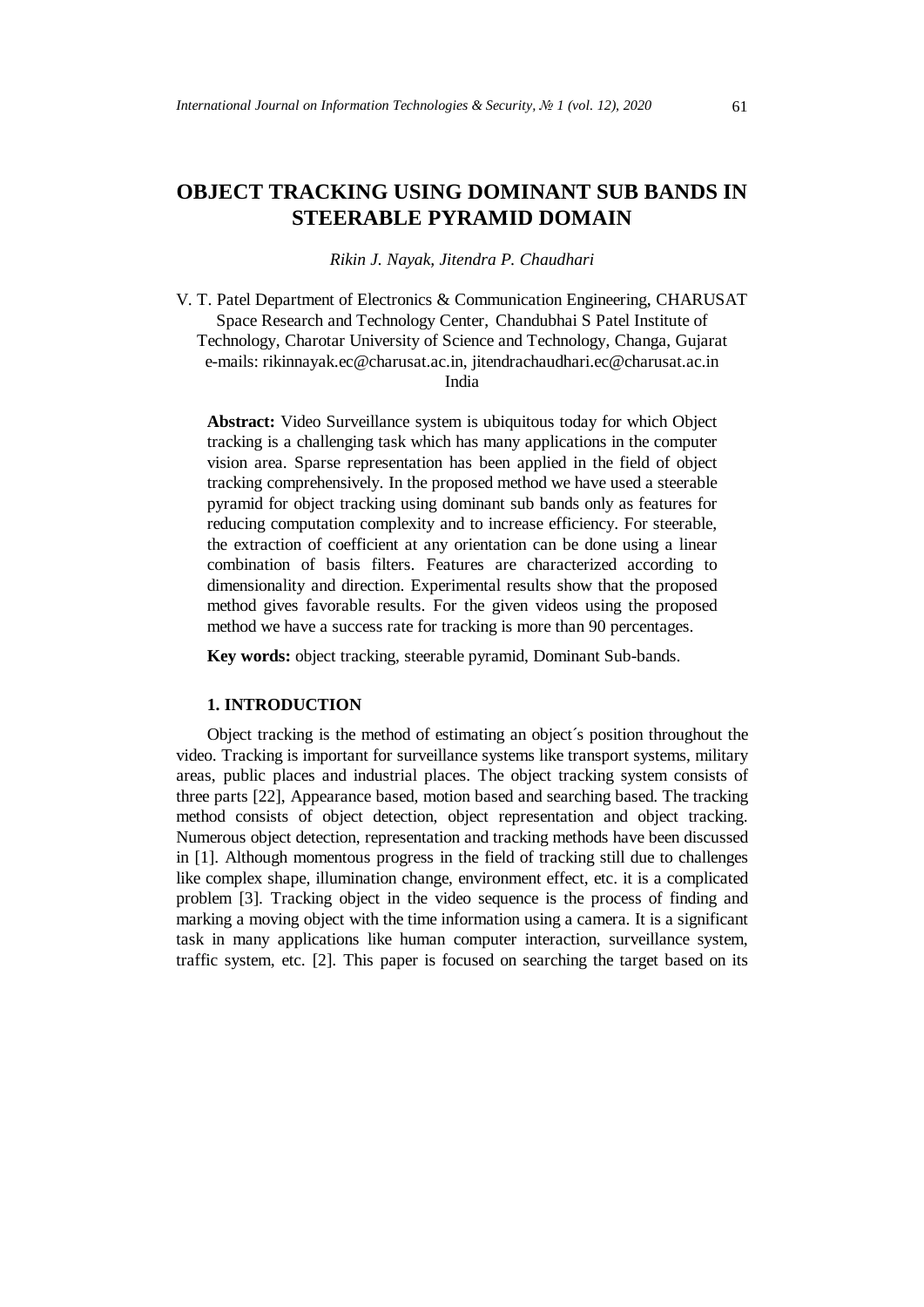# OBJECT TRACKING USING DOMINANT SUB BANDS IN STEERABLE PYRAMID DOMAIN

*Rikin J. Nayak, Jitendra P. Chaudhari*

V. T. Patel Department of Electronics & Communication Engineering, CHARUSAT Space Research and Technology Center, Chandubhai S Patel Institute of Technology, Charotar University of Science and Technology, Changa, Gujarat
e-mails: rikinnayak.ec@charusat.ac.in, jitendrachaudhari.ec@charusat.ac.in
India

**Abstract:** Video Surveillance system is ubiquitous today for which Object tracking is a challenging task which has many applications in the computer vision area. Sparse representation has been applied in the field of object tracking comprehensively. In the proposed method we have used a steerable pyramid for object tracking using dominant sub bands only as features for reducing computation complexity and to increase efficiency. For steerable, the extraction of coefficient at any orientation can be done using a linear combination of basis filters. Features are characterized according to dimensionality and direction. Experimental results show that the proposed method gives favorable results. For the given videos using the proposed method we have a success rate for tracking is more than 90 percentages.

**Key words:** object tracking, steerable pyramid, Dominant Sub-bands.

## 1. INTRODUCTION

Object tracking is the method of estimating an object´s position throughout the video. Tracking is important for surveillance systems like transport systems, military areas, public places and industrial places. The object tracking system consists of three parts [22], Appearance based, motion based and searching based. The tracking method consists of object detection, object representation and object tracking. Numerous object detection, representation and tracking methods have been discussed in [1]. Although momentous progress in the field of tracking still due to challenges like complex shape, illumination change, environment effect, etc. it is a complicated problem [3]. Tracking object in the video sequence is the process of finding and marking a moving object with the time information using a camera. It is a significant task in many applications like human computer interaction, surveillance system, traffic system, etc. [2]. This paper is focused on searching the target based on its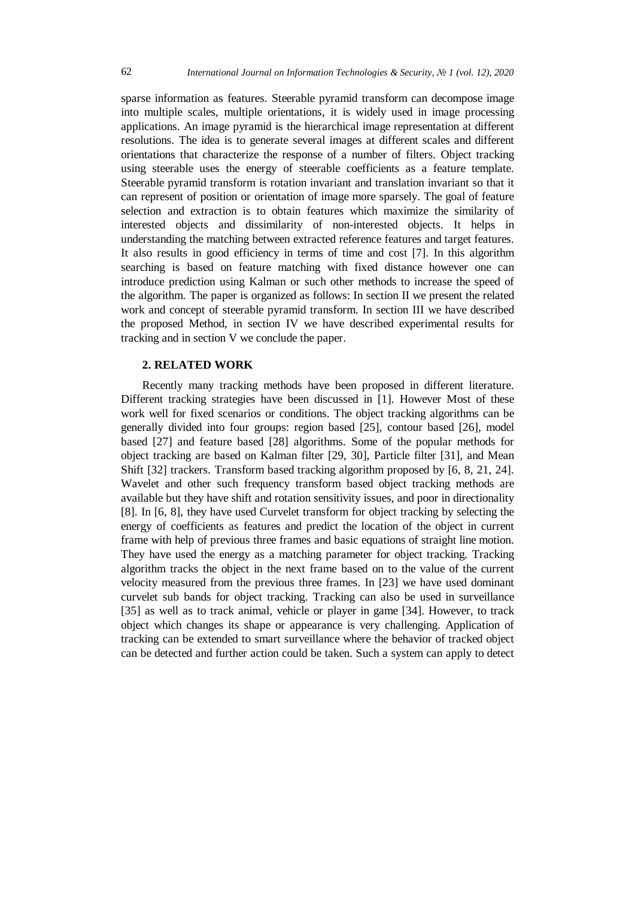sparse information as features. Steerable pyramid transform can decompose image into multiple scales, multiple orientations, it is widely used in image processing applications. An image pyramid is the hierarchical image representation at different resolutions. The idea is to generate several images at different scales and different orientations that characterize the response of a number of filters. Object tracking using steerable uses the energy of steerable coefficients as a feature template. Steerable pyramid transform is rotation invariant and translation invariant so that it can represent of position or orientation of image more sparsely. The goal of feature selection and extraction is to obtain features which maximize the similarity of interested objects and dissimilarity of non-interested objects. It helps in understanding the matching between extracted reference features and target features. It also results in good efficiency in terms of time and cost [7]. In this algorithm searching is based on feature matching with fixed distance however one can introduce prediction using Kalman or such other methods to increase the speed of the algorithm. The paper is organized as follows: In section II we present the related work and concept of steerable pyramid transform. In section III we have described the proposed Method, in section IV we have described experimental results for tracking and in section V we conclude the paper.

## 2. RELATED WORK

Recently many tracking methods have been proposed in different literature. Different tracking strategies have been discussed in [1]. However Most of these work well for fixed scenarios or conditions. The object tracking algorithms can be generally divided into four groups: region based [25], contour based [26], model based [27] and feature based [28] algorithms. Some of the popular methods for object tracking are based on Kalman filter [29, 30], Particle filter [31], and Mean Shift [32] trackers. Transform based tracking algorithm proposed by [6, 8, 21, 24]. Wavelet and other such frequency transform based object tracking methods are available but they have shift and rotation sensitivity issues, and poor in directionality [8]. In [6, 8], they have used Curvelet transform for object tracking by selecting the energy of coefficients as features and predict the location of the object in current frame with help of previous three frames and basic equations of straight line motion. They have used the energy as a matching parameter for object tracking. Tracking algorithm tracks the object in the next frame based on to the value of the current velocity measured from the previous three frames. In [23] we have used dominant curvelet sub bands for object tracking. Tracking can also be used in surveillance [35] as well as to track animal, vehicle or player in game [34]. However, to track object which changes its shape or appearance is very challenging. Application of tracking can be extended to smart surveillance where the behavior of tracked object can be detected and further action could be taken. Such a system can apply to detect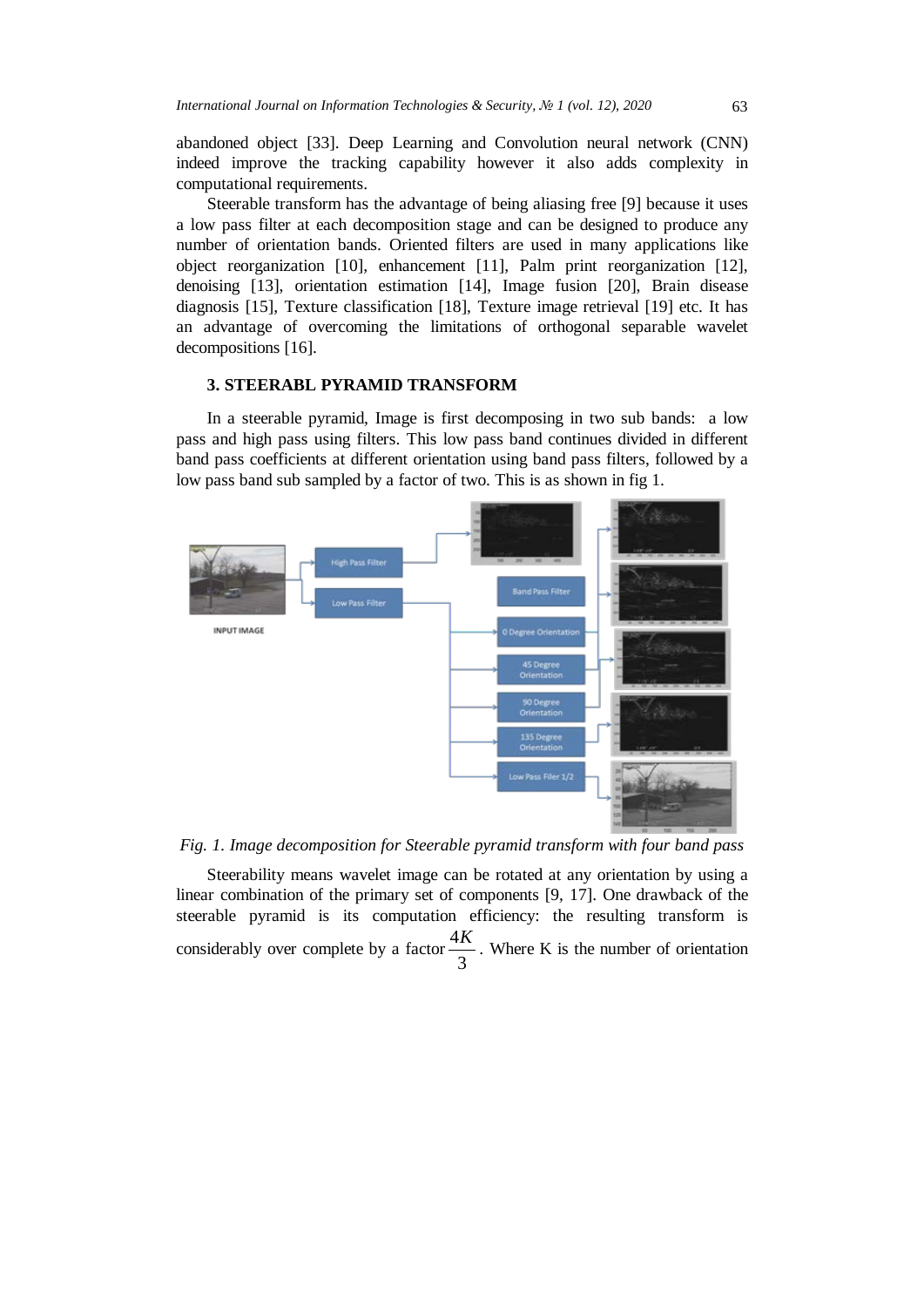abandoned object [33]. Deep Learning and Convolution neural network (CNN) indeed improve the tracking capability however it also adds complexity in computational requirements.

Steerable transform has the advantage of being aliasing free [9] because it uses a low pass filter at each decomposition stage and can be designed to produce any number of orientation bands. Oriented filters are used in many applications like object reorganization [10], enhancement [11], Palm print reorganization [12], denoising [13], orientation estimation [14], Image fusion [20], Brain disease diagnosis [15], Texture classification [18], Texture image retrieval [19] etc. It has an advantage of overcoming the limitations of orthogonal separable wavelet decompositions [16].

### 3. STEERABL PYRAMID TRANSFORM

In a steerable pyramid, Image is first decomposing in two sub bands: a low pass and high pass using filters. This low pass band continues divided in different band pass coefficients at different orientation using band pass filters, followed by a low pass band sub sampled by a factor of two. This is as shown in fig 1.

*Fig. 1. Image decomposition for Steerable pyramid transform with four band pass*

Steerability means wavelet image can be rotated at any orientation by using a linear combination of the primary set of components [9, 17]. One drawback of the steerable pyramid is its computation efficiency: the resulting transform is considerably over complete by a factor $\frac{4K}{3}$. Where K is the number of orientation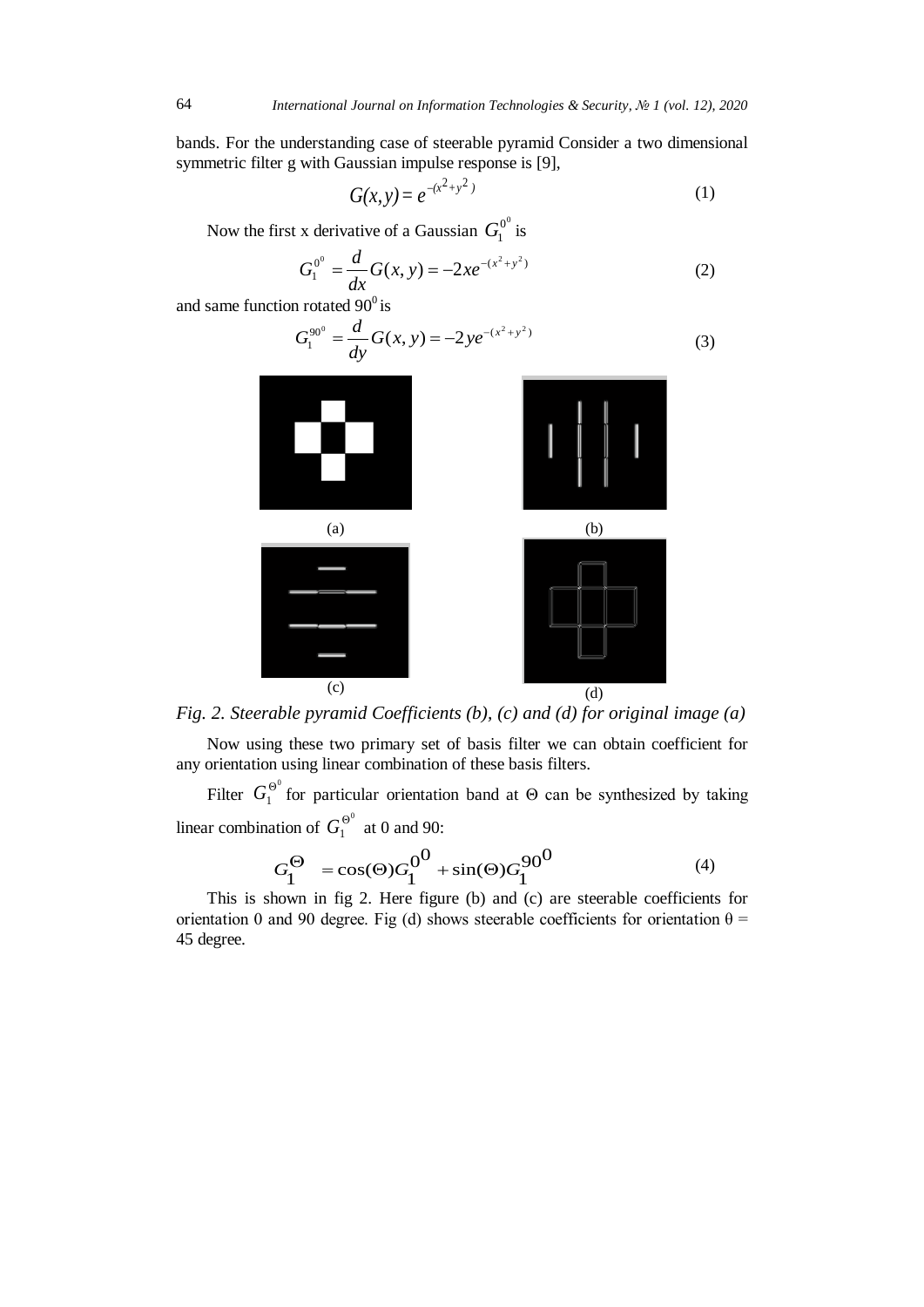bands. For the understanding case of steerable pyramid Consider a two dimensional symmetric filter g with Gaussian impulse response is [9],

$$G(x,y) = e^{-(x^2+y^2)} \tag{1}$$

Now the first x derivative of a Gaussian $G_1^{0^0}$ is

$$G_1^{0^0} = \frac{d}{dx}G(x,y) = -2xe^{-(x^2+y^2)} \tag{2}$$

and same function rotated $90^0$ is

$$G_1^{90^0} = \frac{d}{dy}G(x,y) = -2ye^{-(x^2+y^2)} \tag{3}$$

(a) (b)

(c) (d)

*Fig. 2. Steerable pyramid Coefficients (b), (c) and (d) for original image (a)*

Now using these two primary set of basis filter we can obtain coefficient for any orientation using linear combination of these basis filters.

Filter $G_1^{\Theta^0}$ for particular orientation band at Θ can be synthesized by taking linear combination of $G_1^{\Theta^0}$ at 0 and 90:

$$G_1^{\Theta} = \cos(\Theta)G_1^{0^0} + \sin(\Theta)G_1^{90^0} \tag{4}$$

This is shown in fig 2. Here figure (b) and (c) are steerable coefficients for orientation 0 and 90 degree. Fig (d) shows steerable coefficients for orientation θ = 45 degree.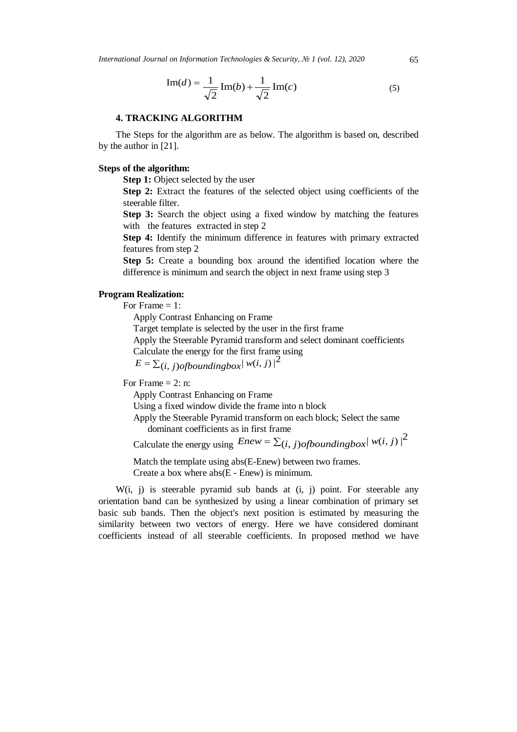$$\mathrm{Im}(d) = \frac{1}{\sqrt{2}}\mathrm{Im}(b) + \frac{1}{\sqrt{2}}\mathrm{Im}(c) \tag{5}$$

## 4. TRACKING ALGORITHM

The Steps for the algorithm are as below. The algorithm is based on, described by the author in [21].

**Steps of the algorithm:**

**Step 1:** Object selected by the user

**Step 2:** Extract the features of the selected object using coefficients of the steerable filter.

**Step 3:** Search the object using a fixed window by matching the features with the features extracted in step 2

**Step 4:** Identify the minimum difference in features with primary extracted features from step 2

**Step 5:** Create a bounding box around the identified location where the difference is minimum and search the object in next frame using step 3

**Program Realization:**

For Frame = 1:

Apply Contrast Enhancing on Frame

Target template is selected by the user in the first frame

Apply the Steerable Pyramid transform and select dominant coefficients

Calculate the energy for the first frame using

$E = \sum_{(i,\,j) of bounding box} |\, w(i,j)\,|^2$

For Frame = 2: n:

Apply Contrast Enhancing on Frame

Using a fixed window divide the frame into n block

Apply the Steerable Pyramid transform on each block; Select the same dominant coefficients as in first frame

Calculate the energy using $Enew = \sum_{(i,\,j) of bounding box} |\, w(i,j)\,|^2$

Match the template using abs(E-Enew) between two frames.

Create a box where abs(E - Enew) is minimum.

W(i, j) is steerable pyramid sub bands at (i, j) point. For steerable any orientation band can be synthesized by using a linear combination of primary set basic sub bands. Then the object's next position is estimated by measuring the similarity between two vectors of energy. Here we have considered dominant coefficients instead of all steerable coefficients. In proposed method we have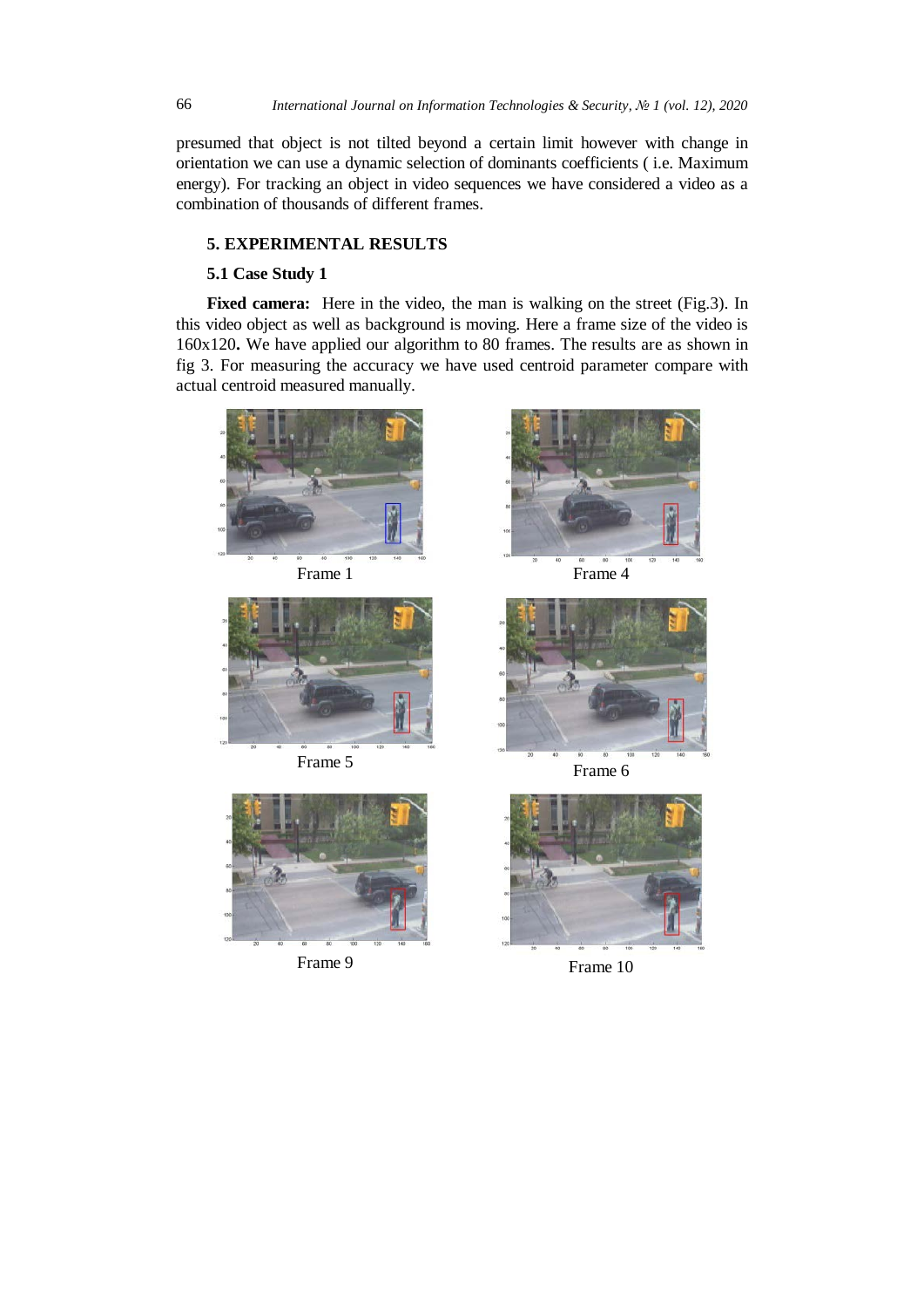presumed that object is not tilted beyond a certain limit however with change in orientation we can use a dynamic selection of dominants coefficients ( i.e. Maximum energy). For tracking an object in video sequences we have considered a video as a combination of thousands of different frames.

## 5. EXPERIMENTAL RESULTS

### 5.1 Case Study 1

**Fixed camera:** Here in the video, the man is walking on the street (Fig.3). In this video object as well as background is moving. Here a frame size of the video is 160x120**.** We have applied our algorithm to 80 frames. The results are as shown in fig 3. For measuring the accuracy we have used centroid parameter compare with actual centroid measured manually.

Frame 1

Frame 4

Frame 5

Frame 6

Frame 9

Frame 10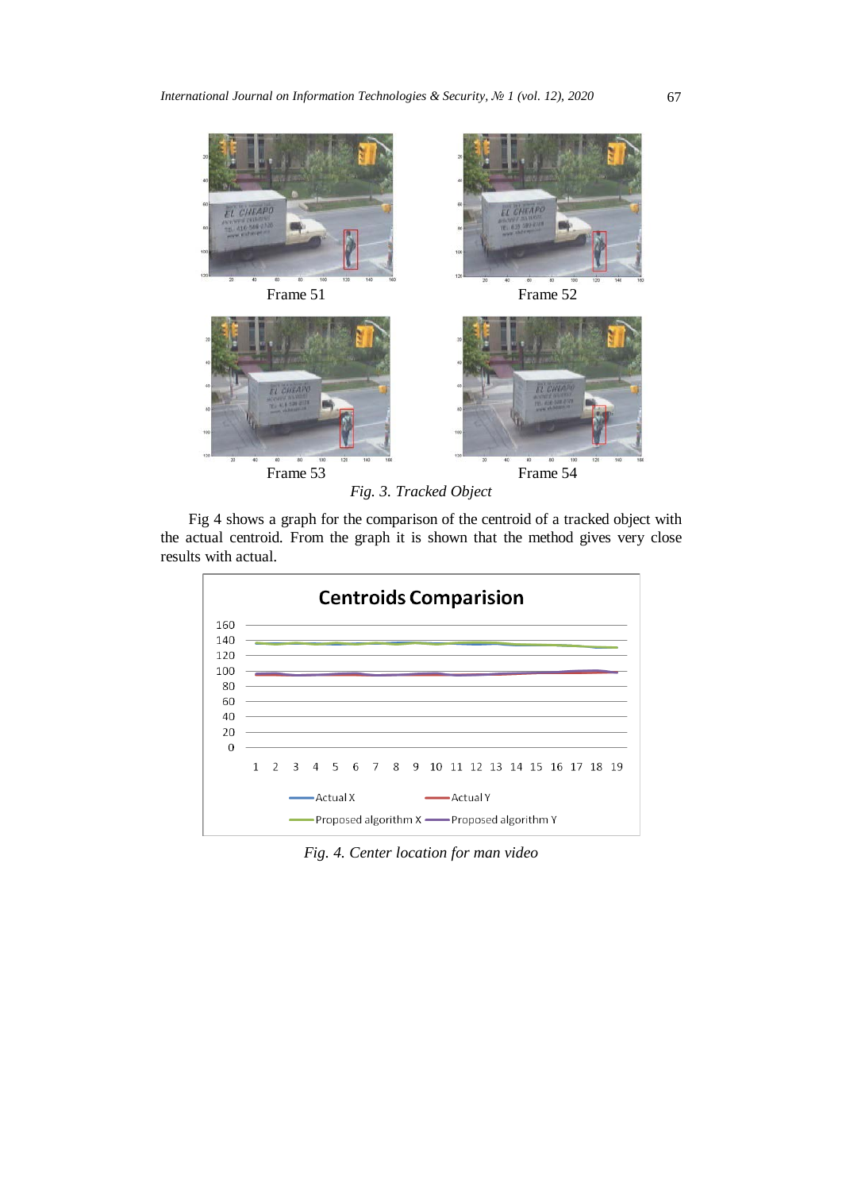Frame 51

Frame 52

Frame 53

Frame 54

*Fig. 3. Tracked Object*

Fig 4 shows a graph for the comparison of the centroid of a tracked object with the actual centroid. From the graph it is shown that the method gives very close results with actual.

*Fig. 4. Center location for man video*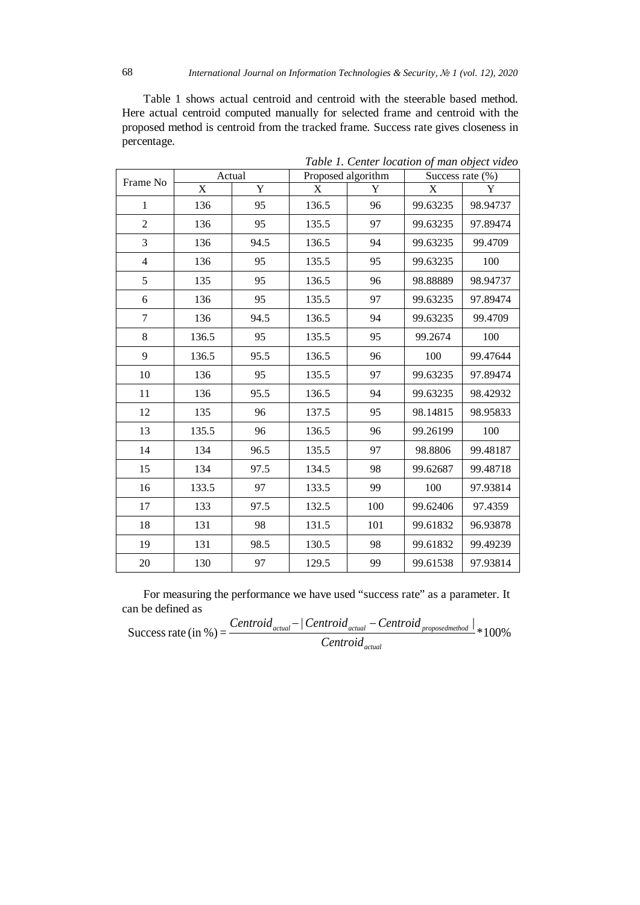Table 1 shows actual centroid and centroid with the steerable based method. Here actual centroid computed manually for selected frame and centroid with the proposed method is centroid from the tracked frame. Success rate gives closeness in percentage.

*Table 1. Center location of man object video*

| Frame No | Actual | | Proposed algorithm | | Success rate (%) | |
|---|---|---|---|---|---|---|
| | X | Y | X | Y | X | Y |
| 1 | 136 | 95 | 136.5 | 96 | 99.63235 | 98.94737 |
| 2 | 136 | 95 | 135.5 | 97 | 99.63235 | 97.89474 |
| 3 | 136 | 94.5 | 136.5 | 94 | 99.63235 | 99.4709 |
| 4 | 136 | 95 | 135.5 | 95 | 99.63235 | 100 |
| 5 | 135 | 95 | 136.5 | 96 | 98.88889 | 98.94737 |
| 6 | 136 | 95 | 135.5 | 97 | 99.63235 | 97.89474 |
| 7 | 136 | 94.5 | 136.5 | 94 | 99.63235 | 99.4709 |
| 8 | 136.5 | 95 | 135.5 | 95 | 99.2674 | 100 |
| 9 | 136.5 | 95.5 | 136.5 | 96 | 100 | 99.47644 |
| 10 | 136 | 95 | 135.5 | 97 | 99.63235 | 97.89474 |
| 11 | 136 | 95.5 | 136.5 | 94 | 99.63235 | 98.42932 |
| 12 | 135 | 96 | 137.5 | 95 | 98.14815 | 98.95833 |
| 13 | 135.5 | 96 | 136.5 | 96 | 99.26199 | 100 |
| 14 | 134 | 96.5 | 135.5 | 97 | 98.8806 | 99.48187 |
| 15 | 134 | 97.5 | 134.5 | 98 | 99.62687 | 99.48718 |
| 16 | 133.5 | 97 | 133.5 | 99 | 100 | 97.93814 |
| 17 | 133 | 97.5 | 132.5 | 100 | 99.62406 | 97.4359 |
| 18 | 131 | 98 | 131.5 | 101 | 99.61832 | 96.93878 |
| 19 | 131 | 98.5 | 130.5 | 98 | 99.61832 | 99.49239 |
| 20 | 130 | 97 | 129.5 | 99 | 99.61538 | 97.93814 |

For measuring the performance we have used "success rate" as a parameter. It can be defined as

$$\text{Success rate (in \%)} = \frac{Centroid_{actual} - |Centroid_{actual} - Centroid_{proposedmethod}|}{Centroid_{actual}} * 100\%$$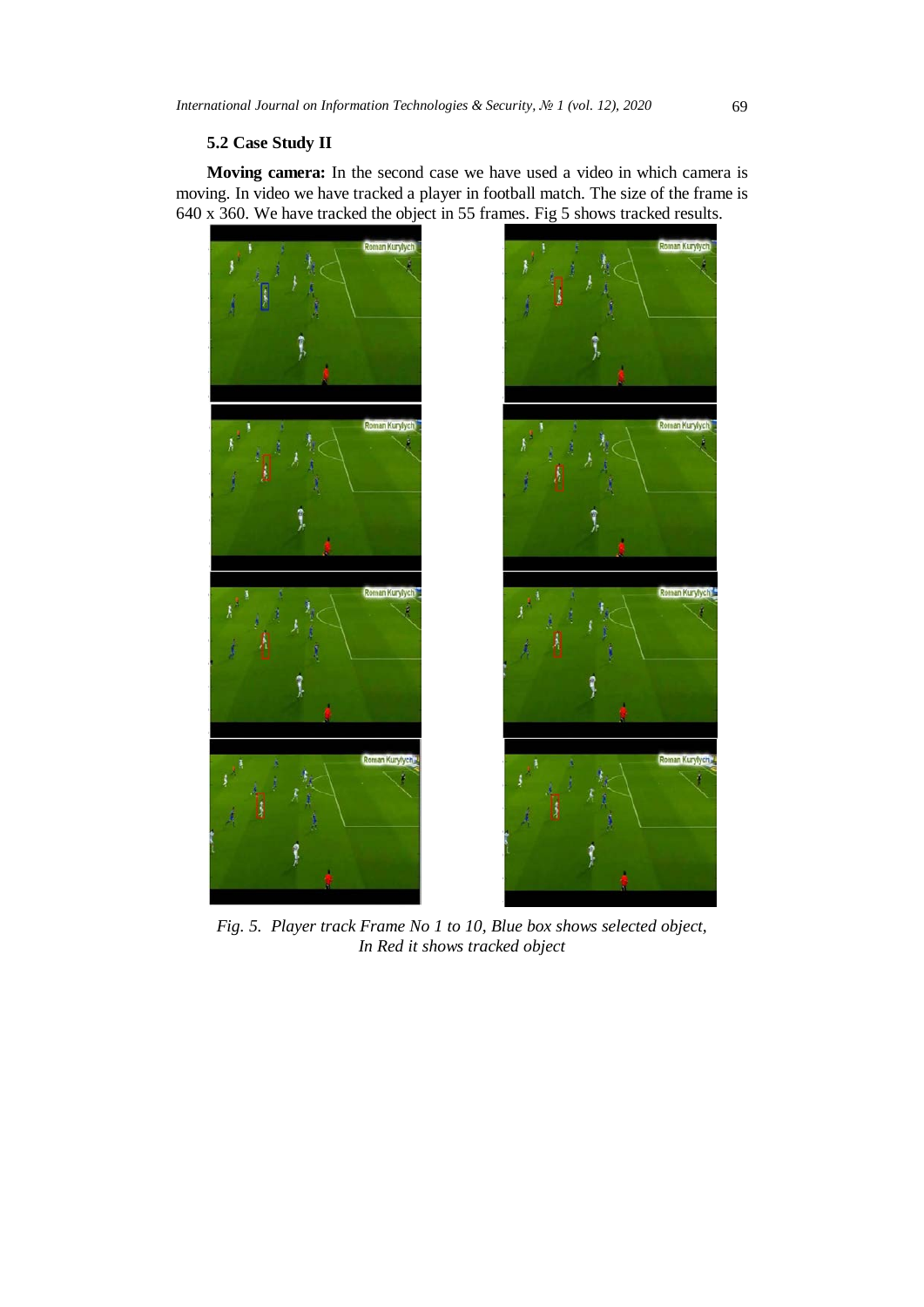### 5.2 Case Study II

**Moving camera:** In the second case we have used a video in which camera is moving. In video we have tracked a player in football match. The size of the frame is 640 x 360. We have tracked the object in 55 frames. Fig 5 shows tracked results.

*Fig. 5. Player track Frame No 1 to 10, Blue box shows selected object, In Red it shows tracked object*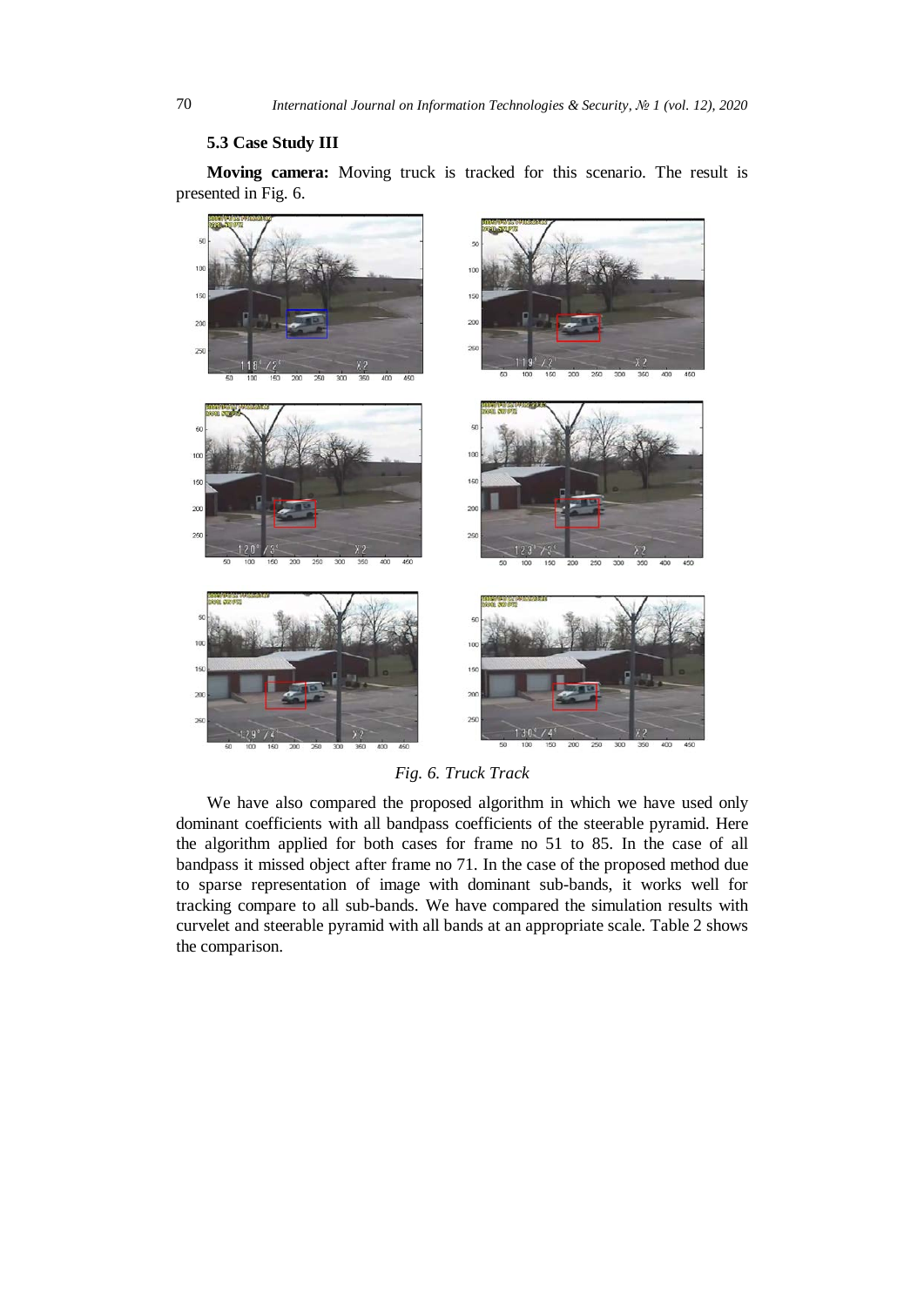### 5.3 Case Study III

**Moving camera:** Moving truck is tracked for this scenario. The result is presented in Fig. 6.

*Fig. 6. Truck Track*

We have also compared the proposed algorithm in which we have used only dominant coefficients with all bandpass coefficients of the steerable pyramid. Here the algorithm applied for both cases for frame no 51 to 85. In the case of all bandpass it missed object after frame no 71. In the case of the proposed method due to sparse representation of image with dominant sub-bands, it works well for tracking compare to all sub-bands. We have compared the simulation results with curvelet and steerable pyramid with all bands at an appropriate scale. Table 2 shows the comparison.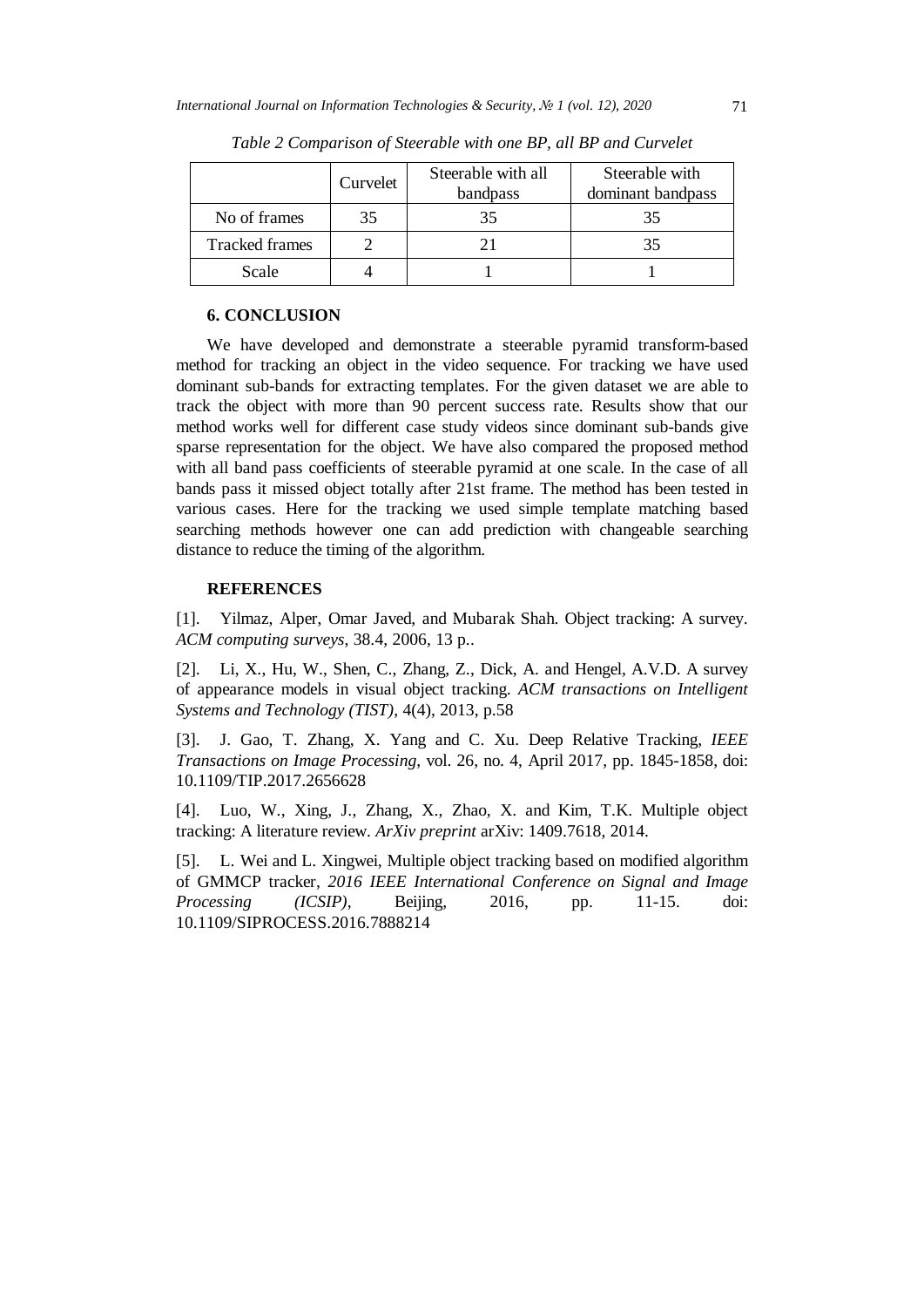*Table 2 Comparison of Steerable with one BP, all BP and Curvelet*

|  | Curvelet | Steerable with all bandpass | Steerable with dominant bandpass |
|---|---|---|---|
| No of frames | 35 | 35 | 35 |
| Tracked frames | 2 | 21 | 35 |
| Scale | 4 | 1 | 1 |

## 6. CONCLUSION

We have developed and demonstrate a steerable pyramid transform-based method for tracking an object in the video sequence. For tracking we have used dominant sub-bands for extracting templates. For the given dataset we are able to track the object with more than 90 percent success rate. Results show that our method works well for different case study videos since dominant sub-bands give sparse representation for the object. We have also compared the proposed method with all band pass coefficients of steerable pyramid at one scale. In the case of all bands pass it missed object totally after 21st frame. The method has been tested in various cases. Here for the tracking we used simple template matching based searching methods however one can add prediction with changeable searching distance to reduce the timing of the algorithm.

## REFERENCES

[1]. Yilmaz, Alper, Omar Javed, and Mubarak Shah. Object tracking: A survey. *ACM computing surveys*, 38.4, 2006, 13 p..

[2]. Li, X., Hu, W., Shen, C., Zhang, Z., Dick, A. and Hengel, A.V.D. A survey of appearance models in visual object tracking. *ACM transactions on Intelligent Systems and Technology (TIST)*, 4(4), 2013, p.58

[3]. J. Gao, T. Zhang, X. Yang and C. Xu. Deep Relative Tracking, *IEEE Transactions on Image Processing*, vol. 26, no. 4, April 2017, pp. 1845-1858, doi: 10.1109/TIP.2017.2656628

[4]. Luo, W., Xing, J., Zhang, X., Zhao, X. and Kim, T.K. Multiple object tracking: A literature review. *ArXiv preprint* arXiv: 1409.7618, 2014.

[5]. L. Wei and L. Xingwei, Multiple object tracking based on modified algorithm of GMMCP tracker, *2016 IEEE International Conference on Signal and Image Processing (ICSIP)*, Beijing, 2016, pp. 11-15. doi: 10.1109/SIPROCESS.2016.7888214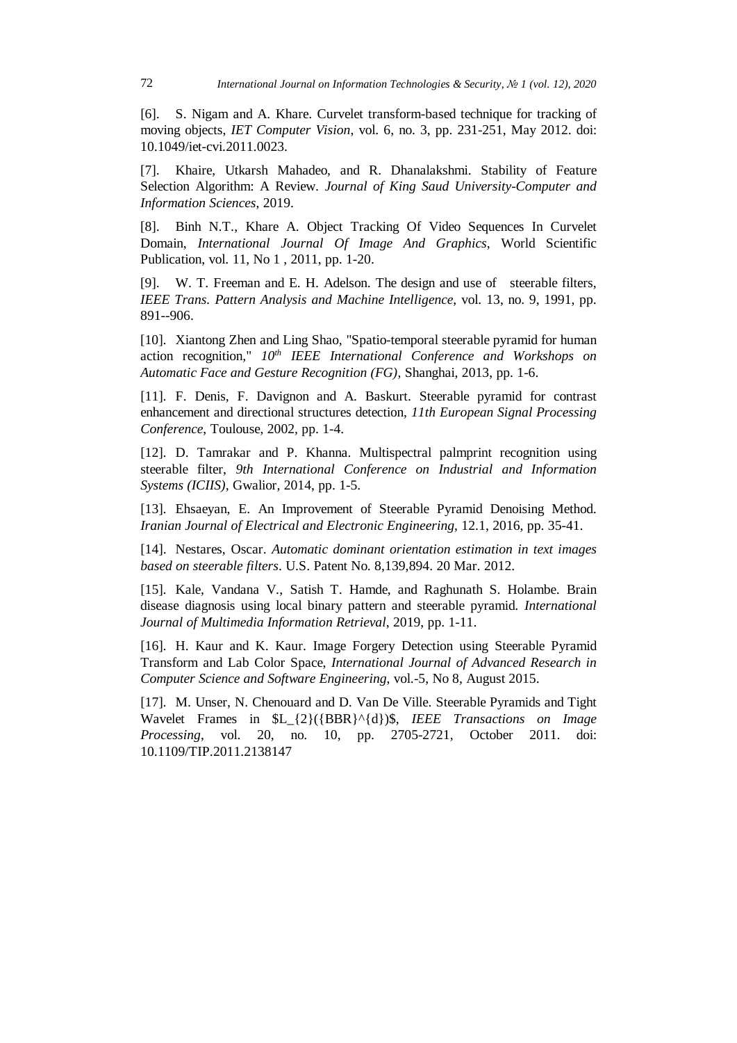[6]. S. Nigam and A. Khare. Curvelet transform-based technique for tracking of moving objects, *IET Computer Vision*, vol. 6, no. 3, pp. 231-251, May 2012. doi: 10.1049/iet-cvi.2011.0023.

[7]. Khaire, Utkarsh Mahadeo, and R. Dhanalakshmi. Stability of Feature Selection Algorithm: A Review. *Journal of King Saud University-Computer and Information Sciences*, 2019.

[8]. Binh N.T., Khare A. Object Tracking Of Video Sequences In Curvelet Domain, *International Journal Of Image And Graphics*, World Scientific Publication, vol. 11, No 1 , 2011, pp. 1-20.

[9]. W. T. Freeman and E. H. Adelson. The design and use of steerable filters, *IEEE Trans. Pattern Analysis and Machine Intelligence*, vol. 13, no. 9, 1991, pp. 891--906.

[10]. Xiantong Zhen and Ling Shao, "Spatio-temporal steerable pyramid for human action recognition," *10th IEEE International Conference and Workshops on Automatic Face and Gesture Recognition (FG)*, Shanghai, 2013, pp. 1-6.

[11]. F. Denis, F. Davignon and A. Baskurt. Steerable pyramid for contrast enhancement and directional structures detection, *11th European Signal Processing Conference*, Toulouse, 2002, pp. 1-4.

[12]. D. Tamrakar and P. Khanna. Multispectral palmprint recognition using steerable filter, *9th International Conference on Industrial and Information Systems (ICIIS)*, Gwalior, 2014, pp. 1-5.

[13]. Ehsaeyan, E. An Improvement of Steerable Pyramid Denoising Method. *Iranian Journal of Electrical and Electronic Engineering*, 12.1, 2016, pp. 35-41.

[14]. Nestares, Oscar. *Automatic dominant orientation estimation in text images based on steerable filters*. U.S. Patent No. 8,139,894. 20 Mar. 2012.

[15]. Kale, Vandana V., Satish T. Hamde, and Raghunath S. Holambe. Brain disease diagnosis using local binary pattern and steerable pyramid. *International Journal of Multimedia Information Retrieval*, 2019, pp. 1-11.

[16]. H. Kaur and K. Kaur. Image Forgery Detection using Steerable Pyramid Transform and Lab Color Space, *International Journal of Advanced Research in Computer Science and Software Engineering*, vol.-5, No 8, August 2015.

[17]. M. Unser, N. Chenouard and D. Van De Ville. Steerable Pyramids and Tight Wavelet Frames in $L_{2}({BBR}^{d})$, *IEEE Transactions on Image Processing*, vol. 20, no. 10, pp. 2705-2721, October 2011. doi: 10.1109/TIP.2011.2138147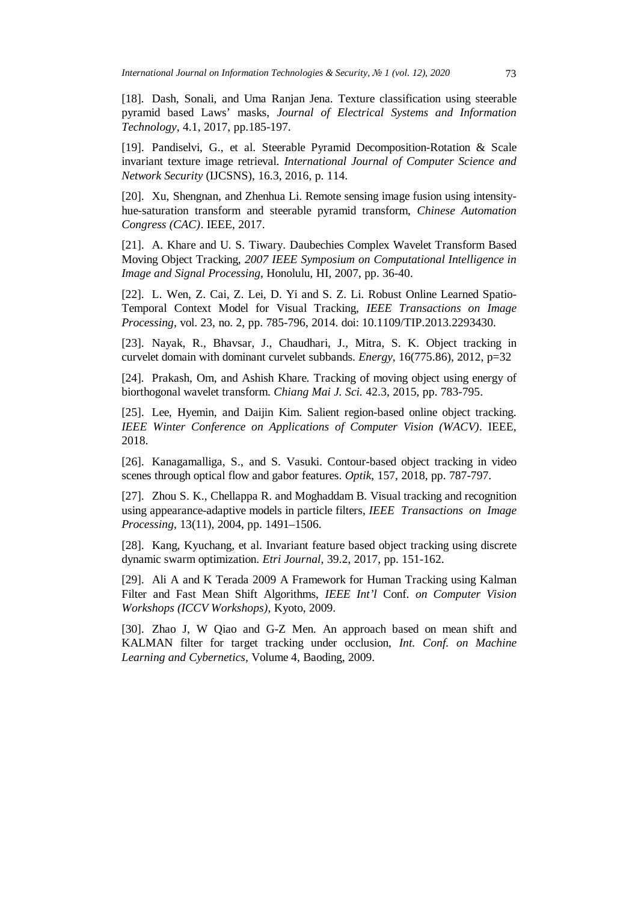[18]. Dash, Sonali, and Uma Ranjan Jena. Texture classification using steerable pyramid based Laws' masks, *Journal of Electrical Systems and Information Technology*, 4.1, 2017, pp.185-197.

[19]. Pandiselvi, G., et al. Steerable Pyramid Decomposition-Rotation & Scale invariant texture image retrieval. *International Journal of Computer Science and Network Security* (IJCSNS), 16.3, 2016, p. 114.

[20]. Xu, Shengnan, and Zhenhua Li. Remote sensing image fusion using intensity-hue-saturation transform and steerable pyramid transform, *Chinese Automation Congress (CAC)*. IEEE, 2017.

[21]. A. Khare and U. S. Tiwary. Daubechies Complex Wavelet Transform Based Moving Object Tracking, *2007 IEEE Symposium on Computational Intelligence in Image and Signal Processing*, Honolulu, HI, 2007, pp. 36-40.

[22]. L. Wen, Z. Cai, Z. Lei, D. Yi and S. Z. Li. Robust Online Learned Spatio-Temporal Context Model for Visual Tracking, *IEEE Transactions on Image Processing*, vol. 23, no. 2, pp. 785-796, 2014. doi: 10.1109/TIP.2013.2293430.

[23]. Nayak, R., Bhavsar, J., Chaudhari, J., Mitra, S. K. Object tracking in curvelet domain with dominant curvelet subbands. *Energy*, 16(775.86), 2012, p=32

[24]. Prakash, Om, and Ashish Khare. Tracking of moving object using energy of biorthogonal wavelet transform. *Chiang Mai J. Sci.* 42.3, 2015, pp. 783-795.

[25]. Lee, Hyemin, and Daijin Kim. Salient region-based online object tracking. *IEEE Winter Conference on Applications of Computer Vision (WACV)*. IEEE, 2018.

[26]. Kanagamalliga, S., and S. Vasuki. Contour-based object tracking in video scenes through optical flow and gabor features. *Optik*, 157, 2018, pp. 787-797.

[27]. Zhou S. K., Chellappa R. and Moghaddam B. Visual tracking and recognition using appearance-adaptive models in particle filters, *IEEE Transactions on Image Processing*, 13(11), 2004, pp. 1491–1506.

[28]. Kang, Kyuchang, et al. Invariant feature based object tracking using discrete dynamic swarm optimization. *Etri Journal*, 39.2, 2017, pp. 151-162.

[29]. Ali A and K Terada 2009 A Framework for Human Tracking using Kalman Filter and Fast Mean Shift Algorithms, *IEEE Int'l* Conf. *on Computer Vision Workshops (ICCV Workshops)*, Kyoto, 2009.

[30]. Zhao J, W Qiao and G-Z Men. An approach based on mean shift and KALMAN filter for target tracking under occlusion, *Int. Conf. on Machine Learning and Cybernetics*, Volume 4, Baoding, 2009.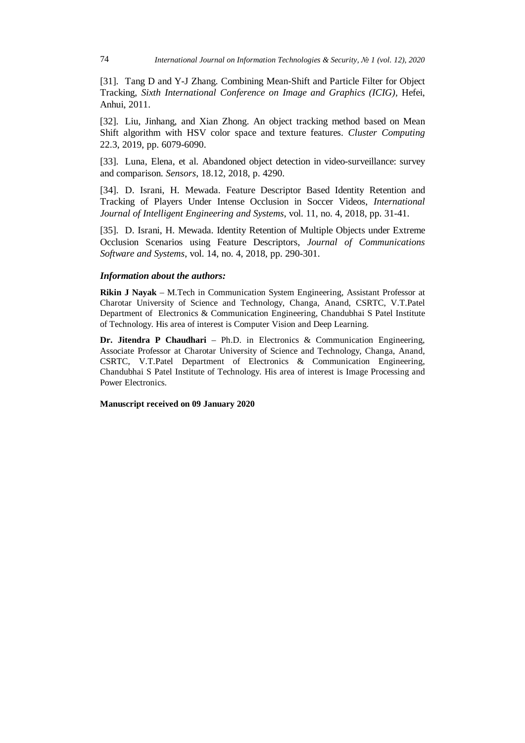[31]. Tang D and Y-J Zhang. Combining Mean-Shift and Particle Filter for Object Tracking, *Sixth International Conference on Image and Graphics (ICIG)*, Hefei, Anhui, 2011.

[32]. Liu, Jinhang, and Xian Zhong. An object tracking method based on Mean Shift algorithm with HSV color space and texture features. *Cluster Computing* 22.3, 2019, pp. 6079-6090.

[33]. Luna, Elena, et al. Abandoned object detection in video-surveillance: survey and comparison. *Sensors*, 18.12, 2018, p. 4290.

[34]. D. Israni, H. Mewada. Feature Descriptor Based Identity Retention and Tracking of Players Under Intense Occlusion in Soccer Videos, *International Journal of Intelligent Engineering and Systems*, vol. 11, no. 4, 2018, pp. 31-41.

[35]. D. Israni, H. Mewada. Identity Retention of Multiple Objects under Extreme Occlusion Scenarios using Feature Descriptors, *Journal of Communications Software and Systems*, vol. 14, no. 4, 2018, pp. 290-301.

### *Information about the authors:*

**Rikin J Nayak** – M.Tech in Communication System Engineering, Assistant Professor at Charotar University of Science and Technology, Changa, Anand, CSRTC, V.T.Patel Department of Electronics & Communication Engineering, Chandubhai S Patel Institute of Technology. His area of interest is Computer Vision and Deep Learning.

**Dr. Jitendra P Chaudhari** – Ph.D. in Electronics & Communication Engineering, Associate Professor at Charotar University of Science and Technology, Changa, Anand, CSRTC, V.T.Patel Department of Electronics & Communication Engineering, Chandubhai S Patel Institute of Technology. His area of interest is Image Processing and Power Electronics.

**Manuscript received on 09 January 2020**